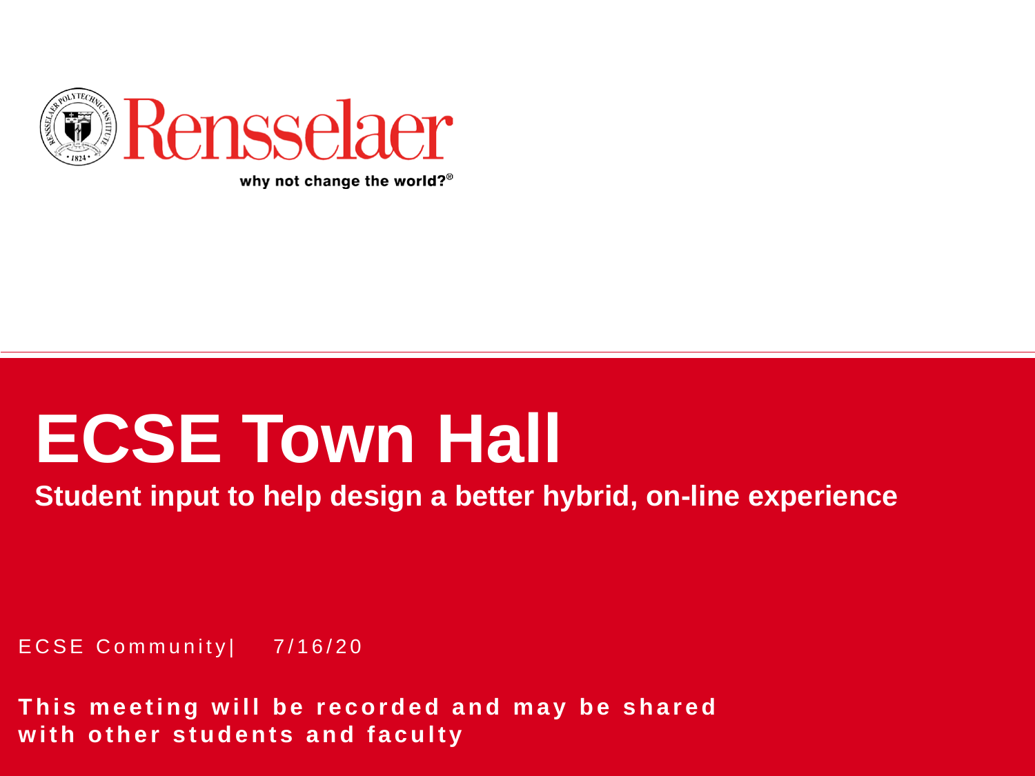Rensselaer

why not change the world?®

# ECSE Town Hall

**Student input to help design a better hybrid, on-line experience**

ECSE Community| 7/16/20

**This meeting will be recorded and may be shared with other students and faculty**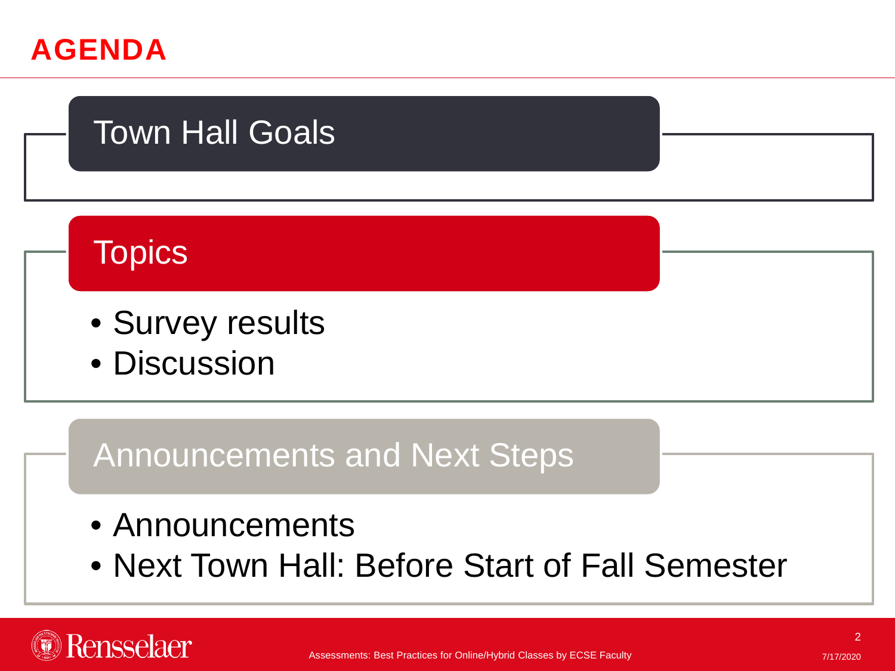# AGENDA

## Town Hall Goals

## Topics

- Survey results
- Discussion

## Announcements and Next Steps

- Announcements
- Next Town Hall: Before Start of Fall Semester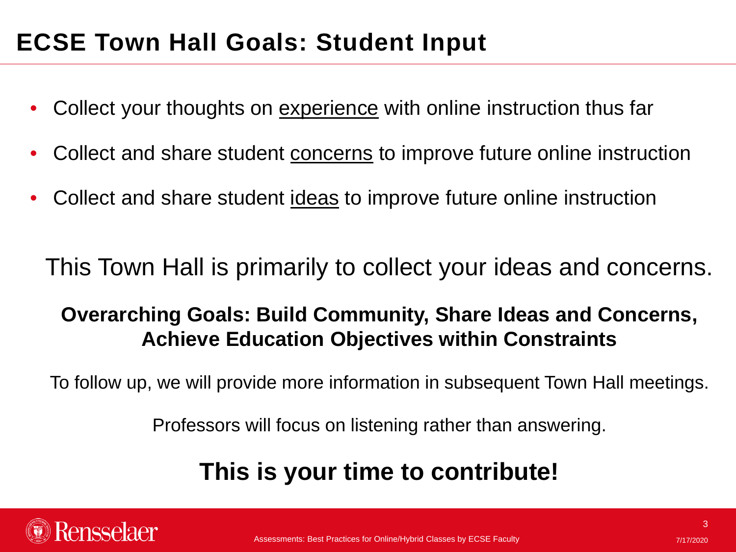# ECSE Town Hall Goals: Student Input

- Collect your thoughts on <u>experience</u> with online instruction thus far
- Collect and share student <u>concerns</u> to improve future online instruction
- Collect and share student <u>ideas</u> to improve future online instruction

This Town Hall is primarily to collect your ideas and concerns.

**Overarching Goals: Build Community, Share Ideas and Concerns, Achieve Education Objectives within Constraints**

To follow up, we will provide more information in subsequent Town Hall meetings.

Professors will focus on listening rather than answering.

**This is your time to contribute!**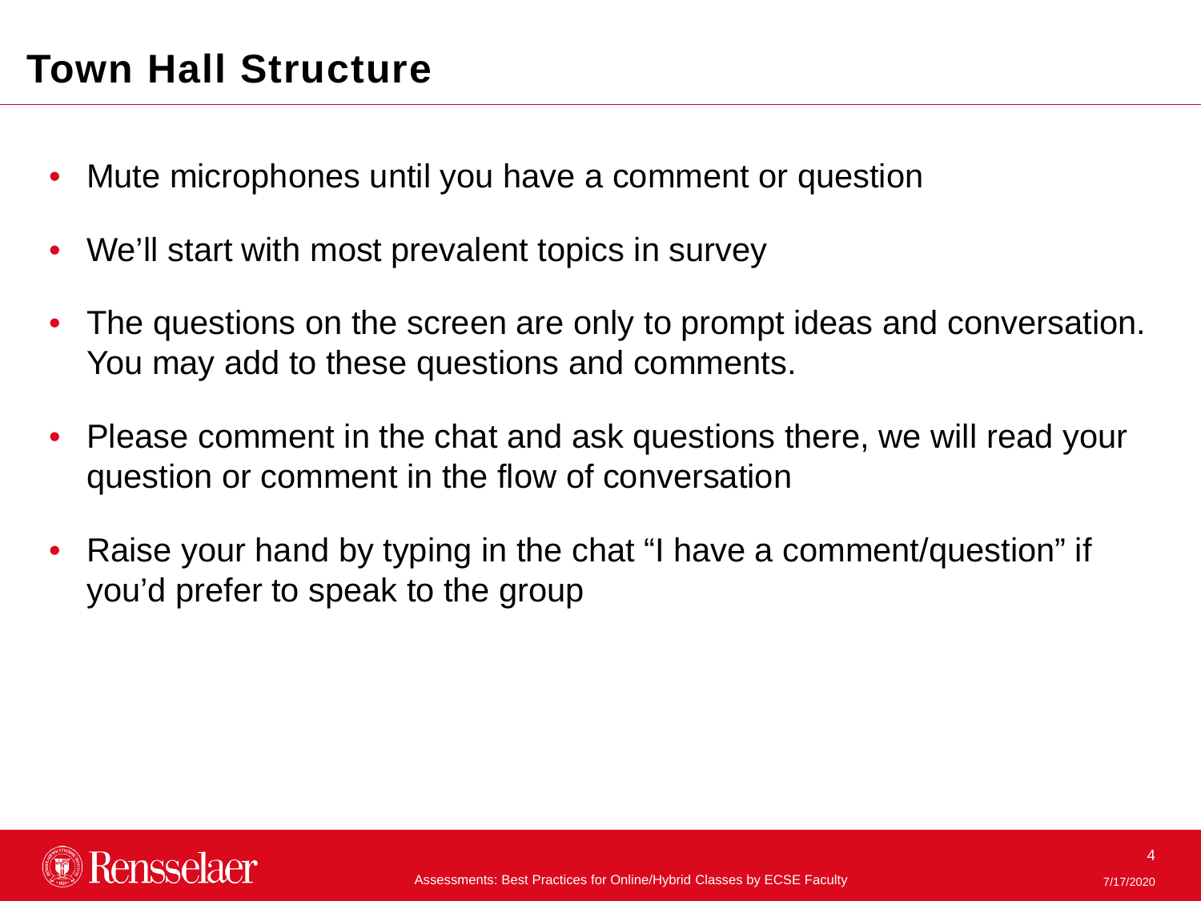# Town Hall Structure

- Mute microphones until you have a comment or question
- We'll start with most prevalent topics in survey
- The questions on the screen are only to prompt ideas and conversation. You may add to these questions and comments.
- Please comment in the chat and ask questions there, we will read your question or comment in the flow of conversation
- Raise your hand by typing in the chat "I have a comment/question" if you'd prefer to speak to the group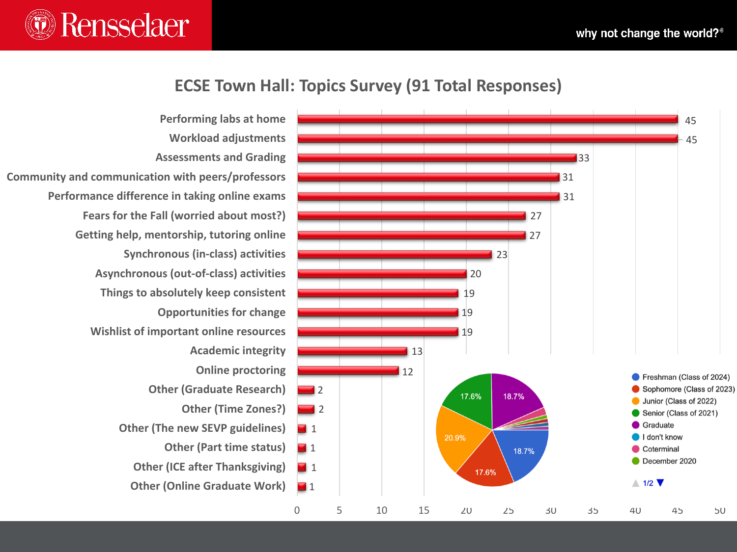# ECSE Town Hall: Topics Survey (91 Total Responses)

| Topic | Responses |
|---|---|
| Performing labs at home | 45 |
| Workload adjustments | 45 |
| Assessments and Grading | 33 |
| Community and communication with peers/professors | 31 |
| Performance difference in taking online exams | 31 |
| Fears for the Fall (worried about most?) | 27 |
| Getting help, mentorship, tutoring online | 27 |
| Synchronous (in-class) activities | 23 |
| Asynchronous (out-of-class) activities | 20 |
| Things to absolutely keep consistent | 19 |
| Opportunities for change | 19 |
| Wishlist of important online resources | 19 |
| Academic integrity | 13 |
| Online proctoring | 12 |
| Other (Graduate Research) | 2 |
| Other (Time Zones?) | 2 |
| Other (The new SEVP guidelines) | 1 |
| Other (Part time status) | 1 |
| Other (ICE after Thanksgiving) | 1 |
| Other (Online Graduate Work) | 1 |

| Respondent group | Share |
|---|---|
| Freshman (Class of 2024) | 18.7% |
| Sophomore (Class of 2023) | 17.6% |
| Junior (Class of 2022) | 20.9% |
| Senior (Class of 2021) | 17.6% |
| Graduate | 18.7% |
| I don't know | |
| Coterminal | |
| December 2020 | |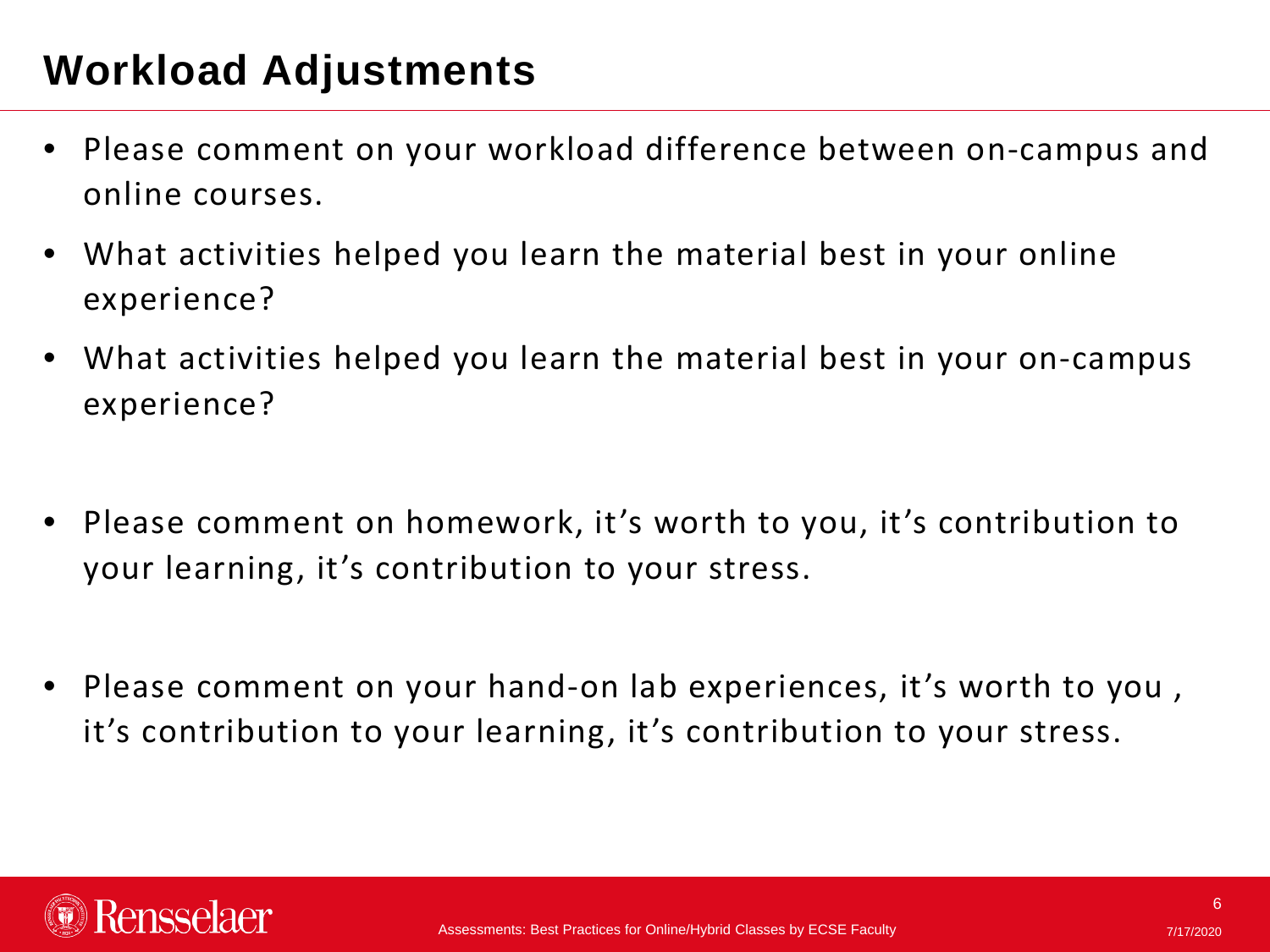# Workload Adjustments

- Please comment on your workload difference between on-campus and online courses.
- What activities helped you learn the material best in your online experience?
- What activities helped you learn the material best in your on-campus experience?

- Please comment on homework, it’s worth to you, it’s contribution to your learning, it’s contribution to your stress.

- Please comment on your hand-on lab experiences, it’s worth to you , it’s contribution to your learning, it’s contribution to your stress.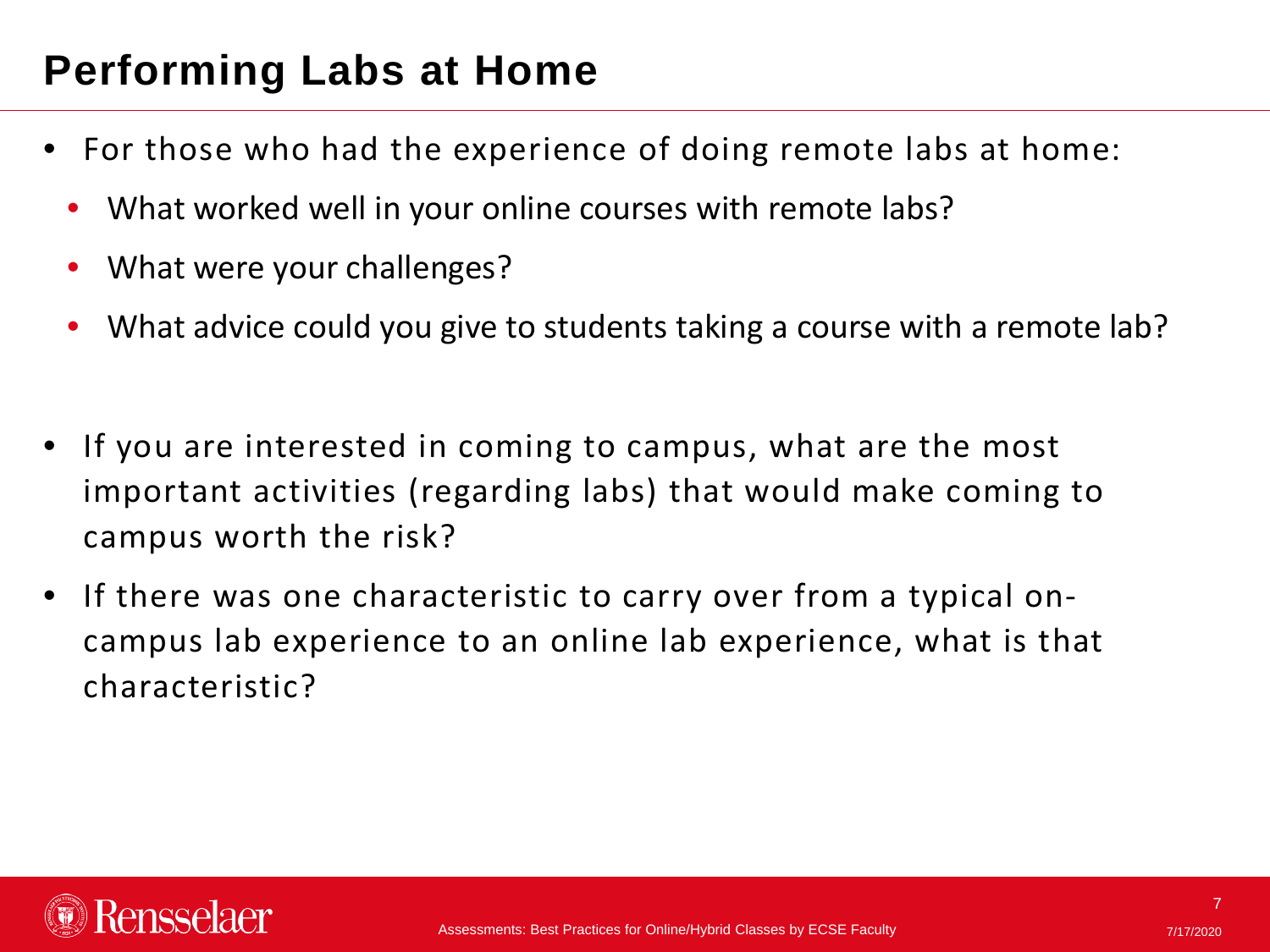# Performing Labs at Home

- For those who had the experience of doing remote labs at home:
  - What worked well in your online courses with remote labs?
  - What were your challenges?
  - What advice could you give to students taking a course with a remote lab?

- If you are interested in coming to campus, what are the most important activities (regarding labs) that would make coming to campus worth the risk?
- If there was one characteristic to carry over from a typical on-campus lab experience to an online lab experience, what is that characteristic?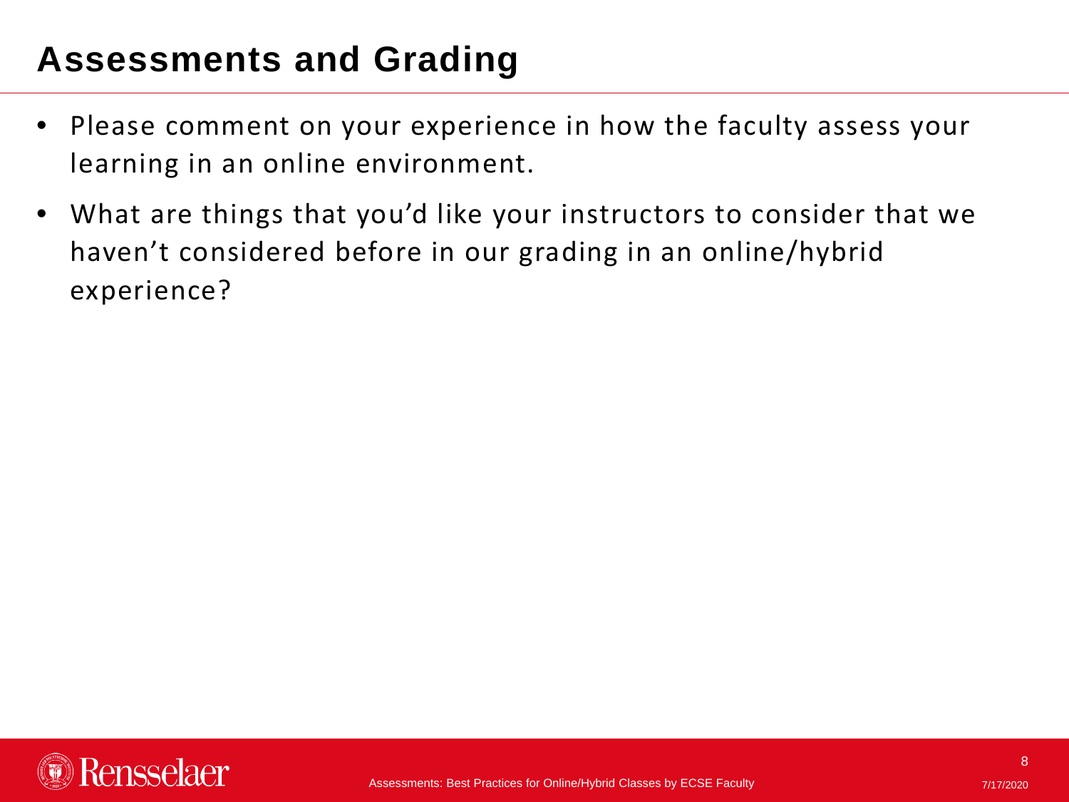# Assessments and Grading

- Please comment on your experience in how the faculty assess your learning in an online environment.
- What are things that you'd like your instructors to consider that we haven't considered before in our grading in an online/hybrid experience?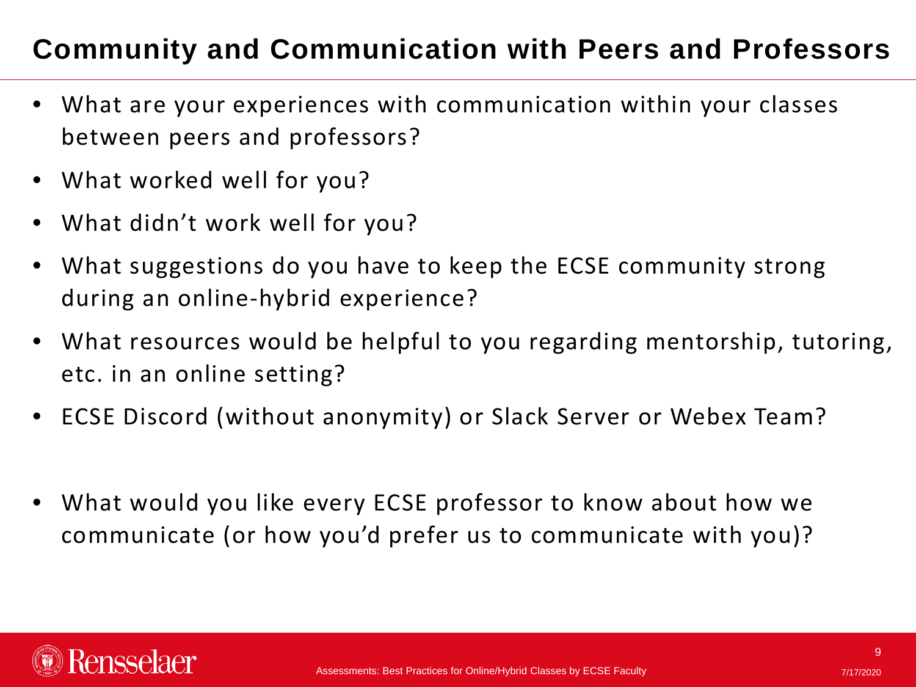# Community and Communication with Peers and Professors

- What are your experiences with communication within your classes between peers and professors?
- What worked well for you?
- What didn't work well for you?
- What suggestions do you have to keep the ECSE community strong during an online-hybrid experience?
- What resources would be helpful to you regarding mentorship, tutoring, etc. in an online setting?
- ECSE Discord (without anonymity) or Slack Server or Webex Team?

- What would you like every ECSE professor to know about how we communicate (or how you'd prefer us to communicate with you)?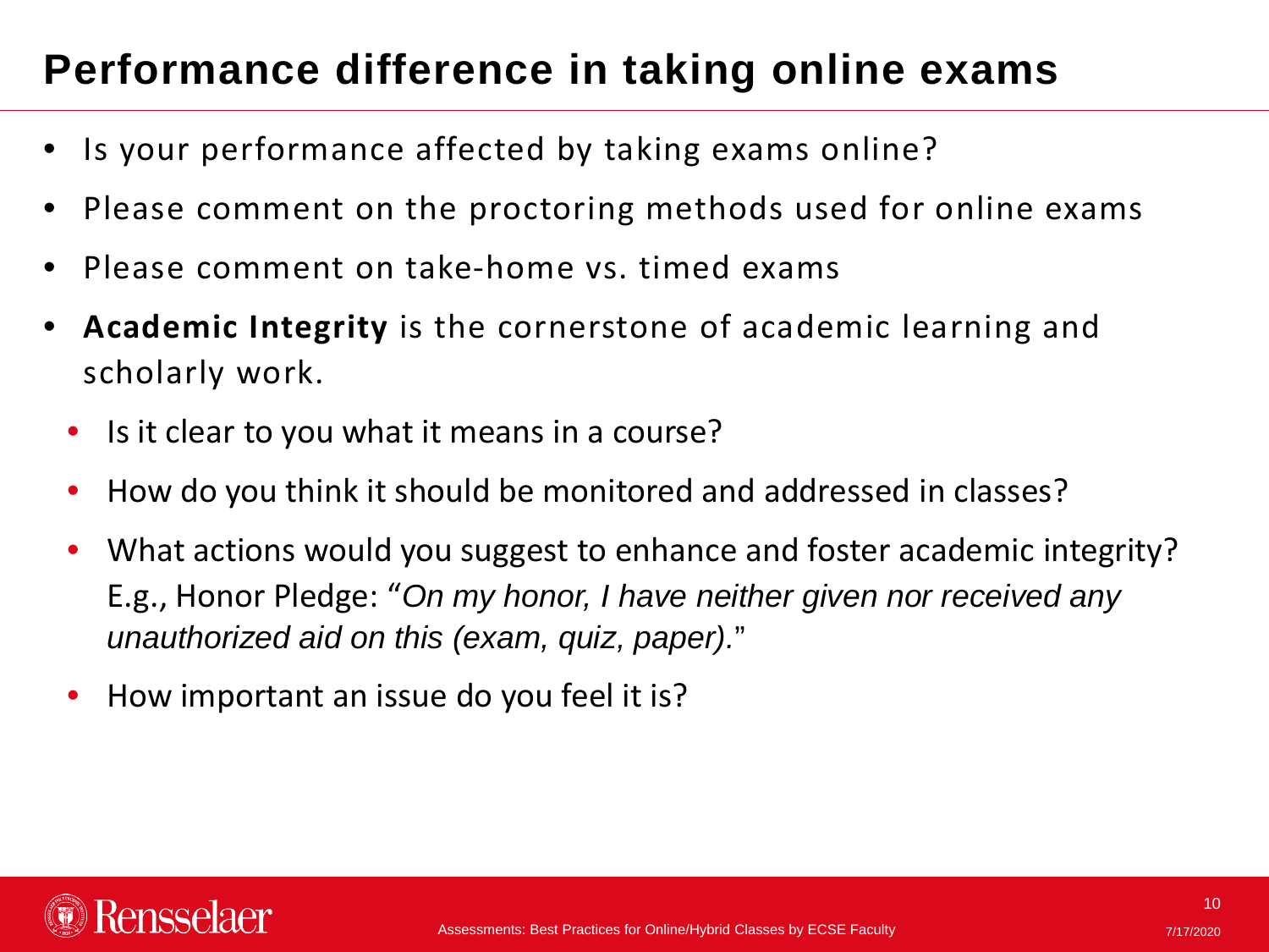# Performance difference in taking online exams

- Is your performance affected by taking exams online?
- Please comment on the proctoring methods used for online exams
- Please comment on take-home vs. timed exams
- **Academic Integrity** is the cornerstone of academic learning and scholarly work.
  - Is it clear to you what it means in a course?
  - How do you think it should be monitored and addressed in classes?
  - What actions would you suggest to enhance and foster academic integrity? E.g., Honor Pledge: "*On my honor, I have neither given nor received any unauthorized aid on this (exam, quiz, paper).*"
  - How important an issue do you feel it is?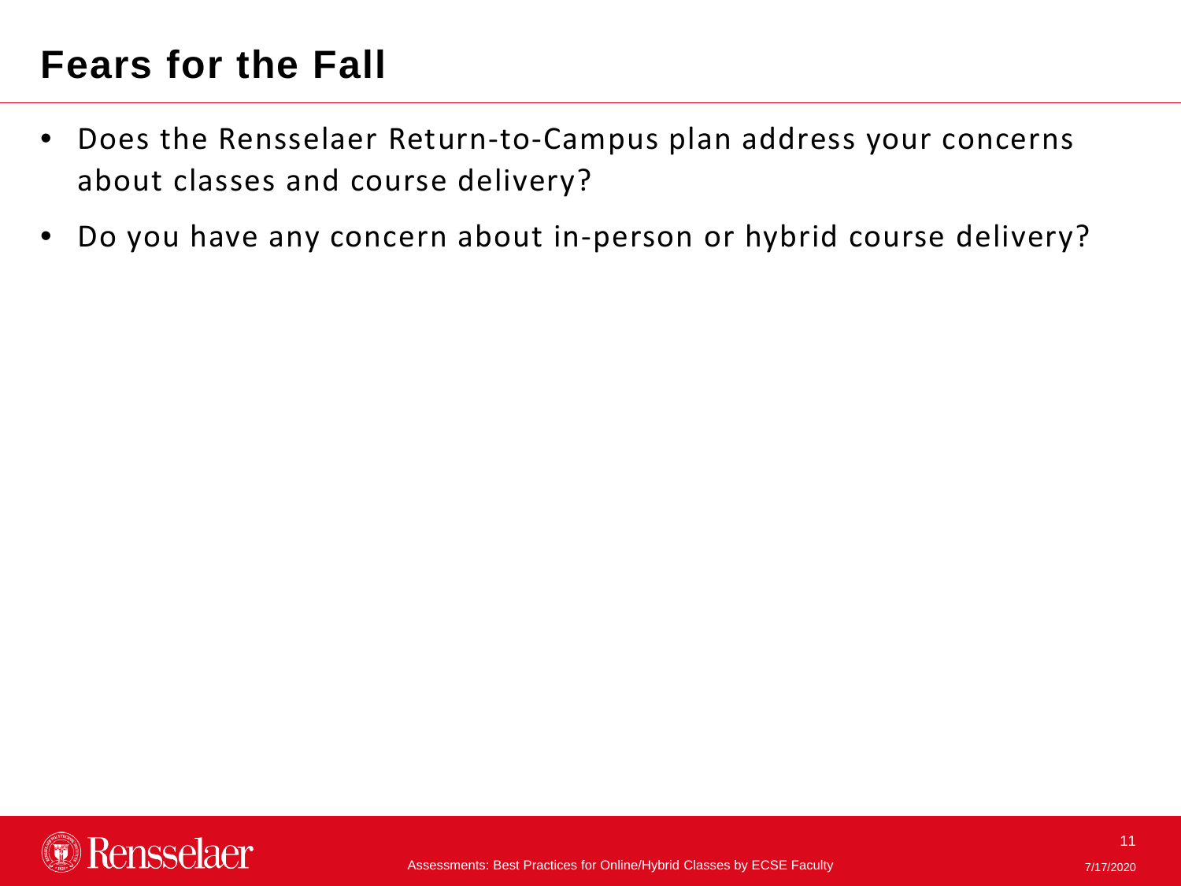# Fears for the Fall

- Does the Rensselaer Return-to-Campus plan address your concerns about classes and course delivery?
- Do you have any concern about in-person or hybrid course delivery?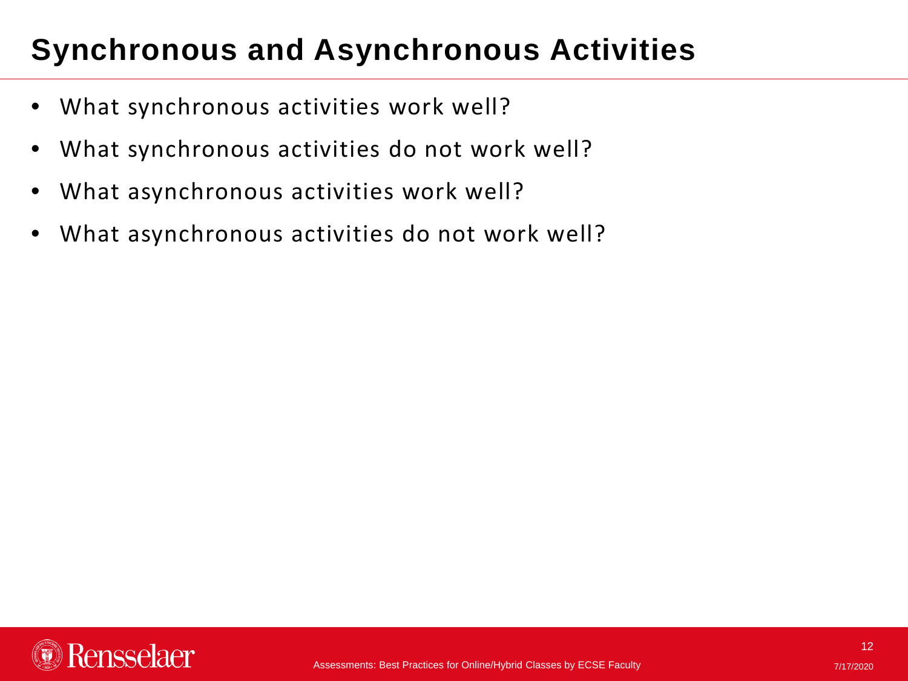# Synchronous and Asynchronous Activities

- What synchronous activities work well?
- What synchronous activities do not work well?
- What asynchronous activities work well?
- What asynchronous activities do not work well?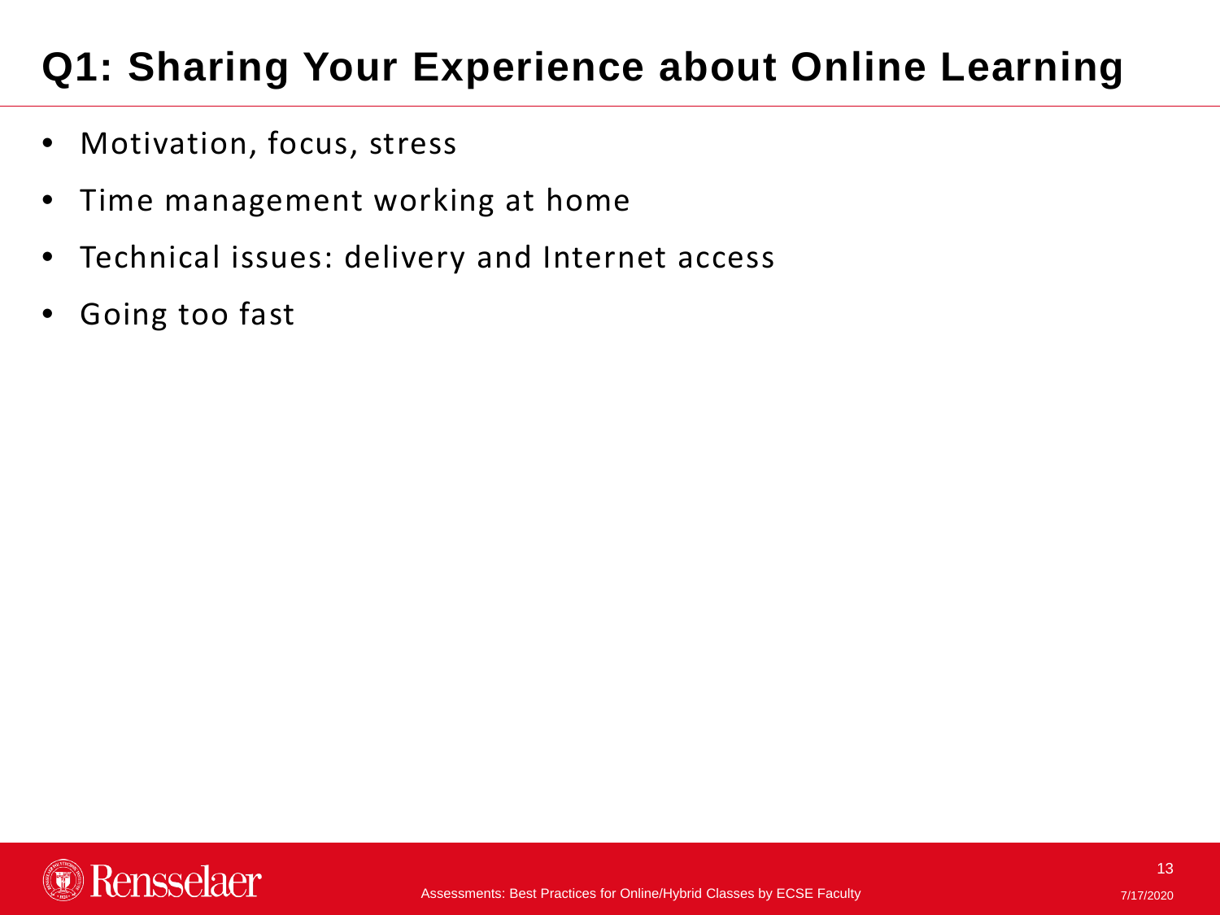# Q1: Sharing Your Experience about Online Learning

- Motivation, focus, stress
- Time management working at home
- Technical issues: delivery and Internet access
- Going too fast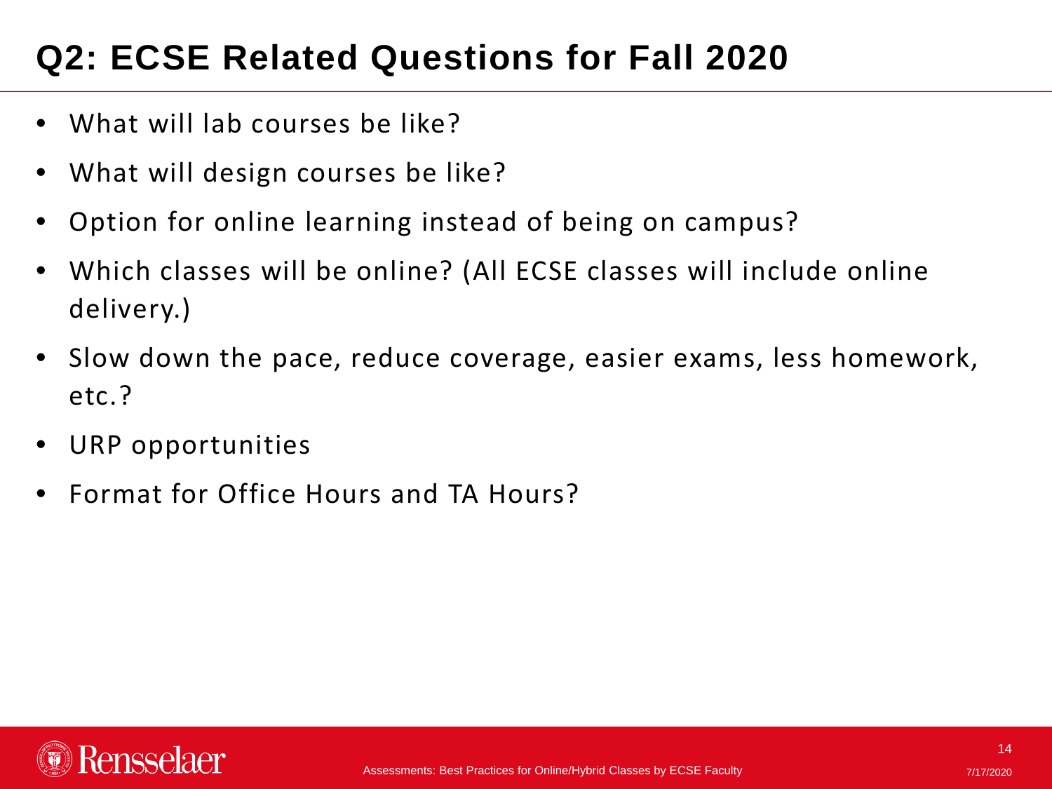# Q2: ECSE Related Questions for Fall 2020

- What will lab courses be like?
- What will design courses be like?
- Option for online learning instead of being on campus?
- Which classes will be online? (All ECSE classes will include online delivery.)
- Slow down the pace, reduce coverage, easier exams, less homework, etc.?
- URP opportunities
- Format for Office Hours and TA Hours?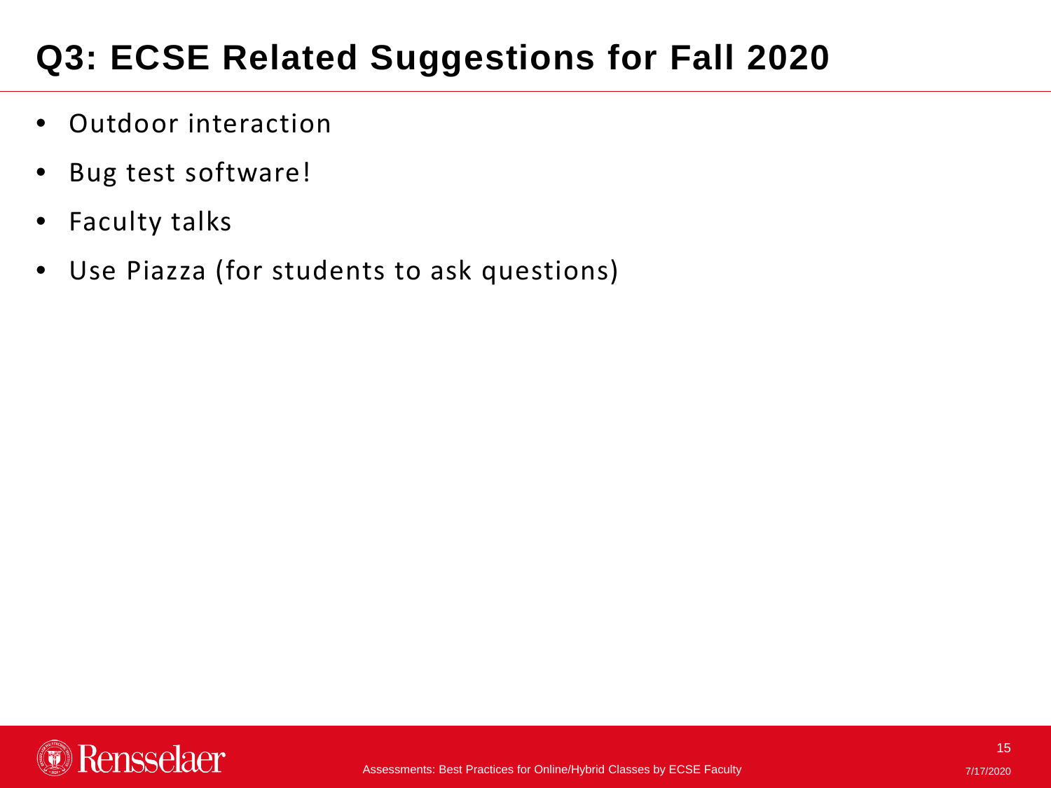# Q3: ECSE Related Suggestions for Fall 2020

- Outdoor interaction
- Bug test software!
- Faculty talks
- Use Piazza (for students to ask questions)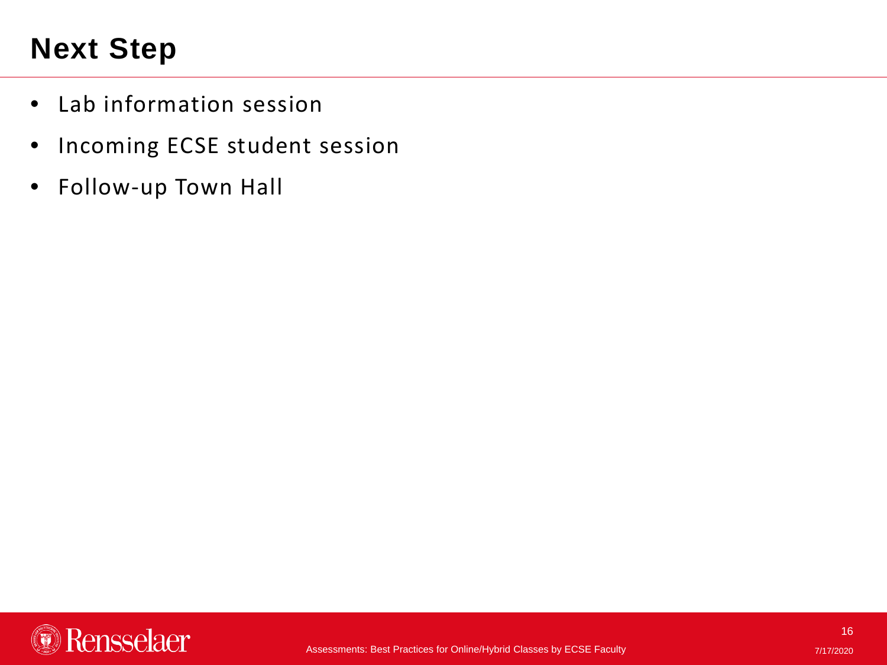# Next Step

- Lab information session
- Incoming ECSE student session
- Follow-up Town Hall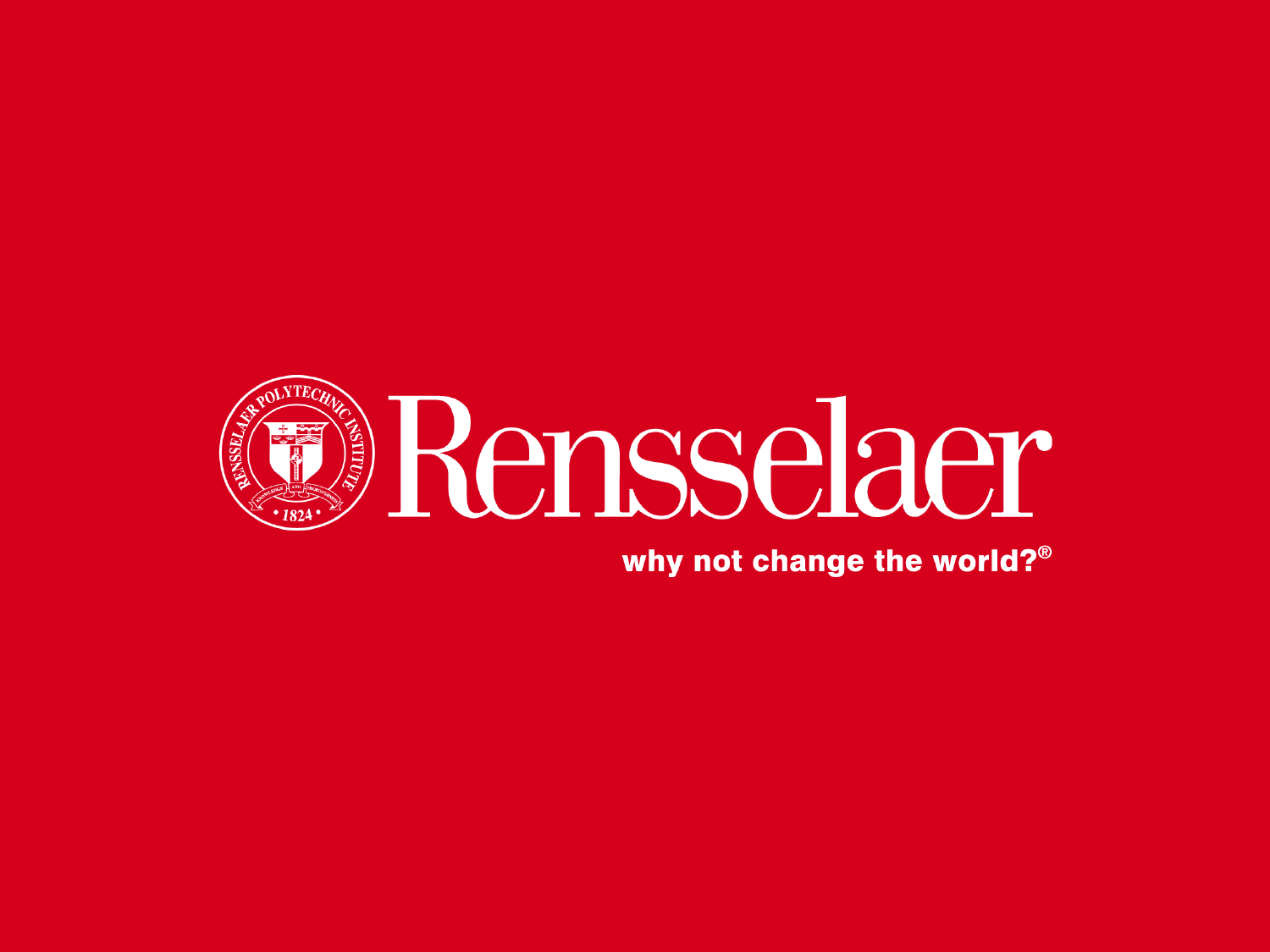Rensselaer

why not change the world?®